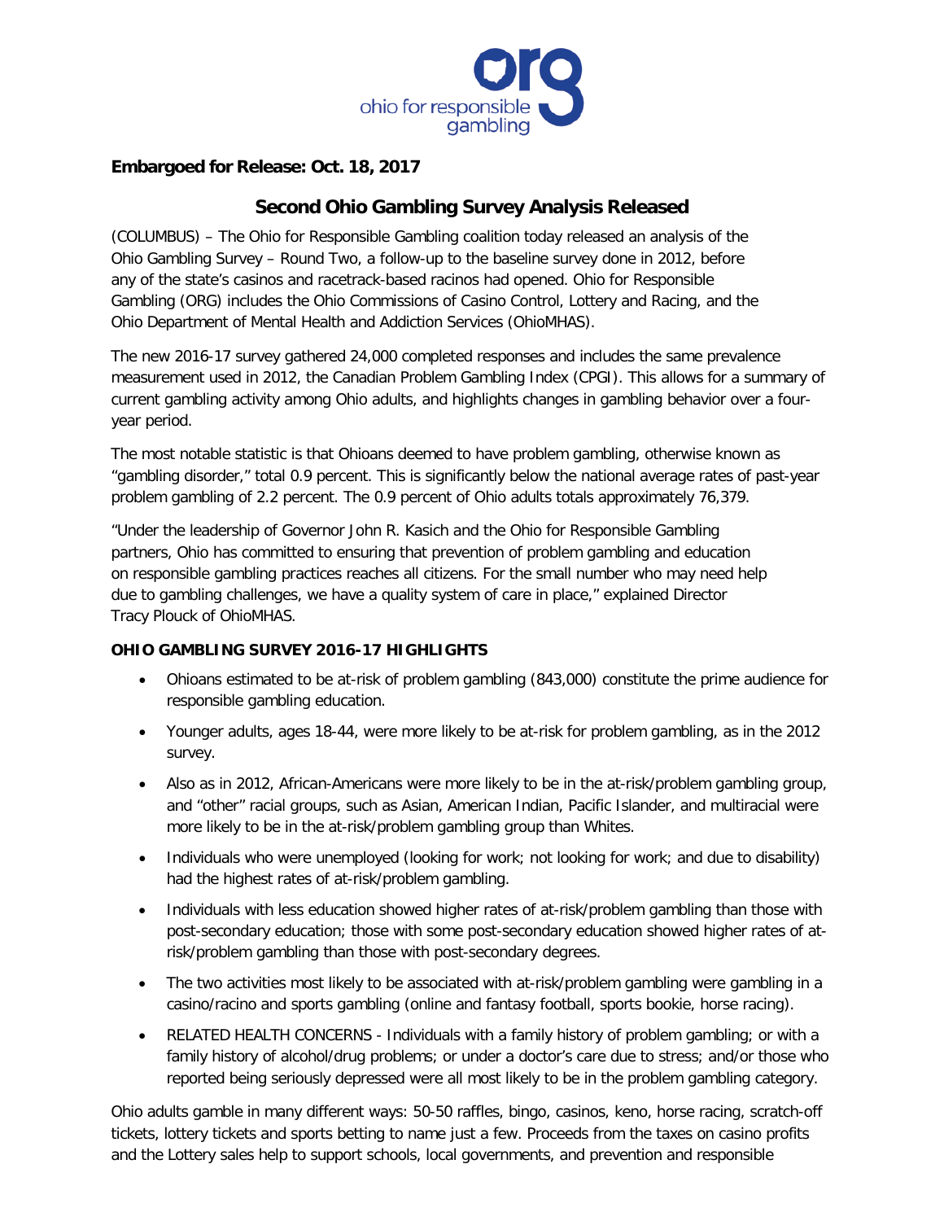ohio for responsible gambling

**Embargoed for Release: Oct. 18, 2017**

# Second Ohio Gambling Survey Analysis Released

(COLUMBUS) – The Ohio for Responsible Gambling coalition today released an analysis of the Ohio Gambling Survey – Round Two, a follow-up to the baseline survey done in 2012, before any of the state's casinos and racetrack-based racinos had opened. Ohio for Responsible Gambling (ORG) includes the Ohio Commissions of Casino Control, Lottery and Racing, and the Ohio Department of Mental Health and Addiction Services (OhioMHAS).

The new 2016-17 survey gathered 24,000 completed responses and includes the same prevalence measurement used in 2012, the Canadian Problem Gambling Index (CPGI). This allows for a summary of current gambling activity among Ohio adults, and highlights changes in gambling behavior over a four-year period.

The most notable statistic is that Ohioans deemed to have problem gambling, otherwise known as "gambling disorder," total 0.9 percent. This is significantly below the national average rates of past-year problem gambling of 2.2 percent. The 0.9 percent of Ohio adults totals approximately 76,379.

"Under the leadership of Governor John R. Kasich and the Ohio for Responsible Gambling partners, Ohio has committed to ensuring that prevention of problem gambling and education on responsible gambling practices reaches all citizens. For the small number who may need help due to gambling challenges, we have a quality system of care in place," explained Director Tracy Plouck of OhioMHAS.

**OHIO GAMBLING SURVEY 2016-17 HIGHLIGHTS**

- Ohioans estimated to be at-risk of problem gambling (843,000) constitute the prime audience for responsible gambling education.
- Younger adults, ages 18-44, were more likely to be at-risk for problem gambling, as in the 2012 survey.
- Also as in 2012, African-Americans were more likely to be in the at-risk/problem gambling group, and "other" racial groups, such as Asian, American Indian, Pacific Islander, and multiracial were more likely to be in the at-risk/problem gambling group than Whites.
- Individuals who were unemployed (looking for work; not looking for work; and due to disability) had the highest rates of at-risk/problem gambling.
- Individuals with less education showed higher rates of at-risk/problem gambling than those with post-secondary education; those with some post-secondary education showed higher rates of at-risk/problem gambling than those with post-secondary degrees.
- The two activities most likely to be associated with at-risk/problem gambling were gambling in a casino/racino and sports gambling (online and fantasy football, sports bookie, horse racing).
- RELATED HEALTH CONCERNS - Individuals with a family history of problem gambling; or with a family history of alcohol/drug problems; or under a doctor's care due to stress; and/or those who reported being seriously depressed were all most likely to be in the problem gambling category.

Ohio adults gamble in many different ways: 50-50 raffles, bingo, casinos, keno, horse racing, scratch-off tickets, lottery tickets and sports betting to name just a few. Proceeds from the taxes on casino profits and the Lottery sales help to support schools, local governments, and prevention and responsible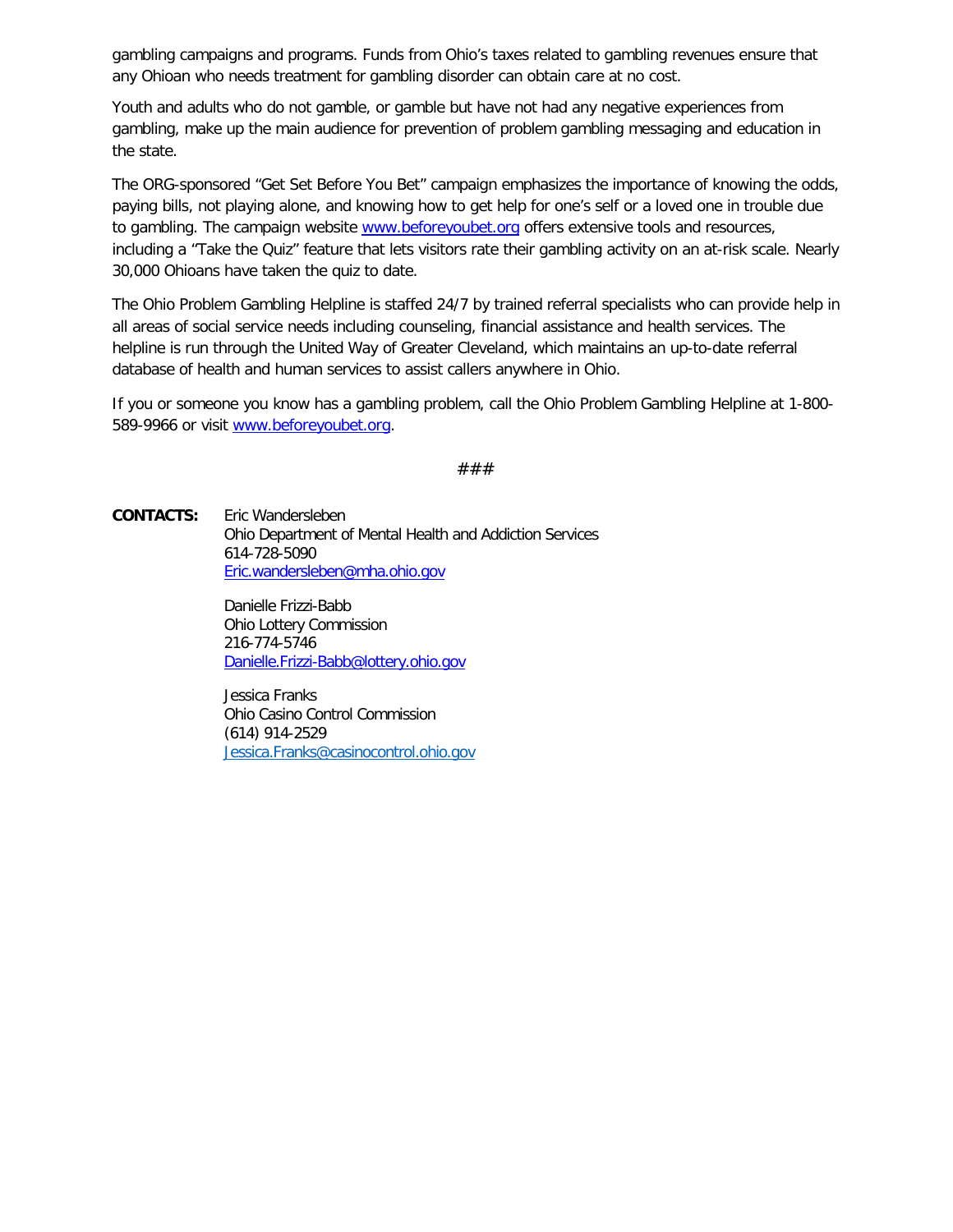gambling campaigns and programs. Funds from Ohio's taxes related to gambling revenues ensure that any Ohioan who needs treatment for gambling disorder can obtain care at no cost.

Youth and adults who do not gamble, or gamble but have not had any negative experiences from gambling, make up the main audience for prevention of problem gambling messaging and education in the state.

The ORG-sponsored "Get Set Before You Bet" campaign emphasizes the importance of knowing the odds, paying bills, not playing alone, and knowing how to get help for one's self or a loved one in trouble due to gambling. The campaign website [www.beforeyoubet.org](http://www.beforeyoubet.org) offers extensive tools and resources, including a "Take the Quiz" feature that lets visitors rate their gambling activity on an at-risk scale. Nearly 30,000 Ohioans have taken the quiz to date.

The Ohio Problem Gambling Helpline is staffed 24/7 by trained referral specialists who can provide help in all areas of social service needs including counseling, financial assistance and health services. The helpline is run through the United Way of Greater Cleveland, which maintains an up-to-date referral database of health and human services to assist callers anywhere in Ohio.

If you or someone you know has a gambling problem, call the Ohio Problem Gambling Helpline at 1-800-589-9966 or visit [www.beforeyoubet.org](http://www.beforeyoubet.org).

###

**CONTACTS:** Eric Wandersleben
Ohio Department of Mental Health and Addiction Services
614-728-5090
[Eric.wandersleben@mha.ohio.gov](mailto:Eric.wandersleben@mha.ohio.gov)

Danielle Frizzi-Babb
Ohio Lottery Commission
216-774-5746
[Danielle.Frizzi-Babb@lottery.ohio.gov](mailto:Danielle.Frizzi-Babb@lottery.ohio.gov)

Jessica Franks
Ohio Casino Control Commission
(614) 914-2529
[Jessica.Franks@casinocontrol.ohio.gov](mailto:Jessica.Franks@casinocontrol.ohio.gov)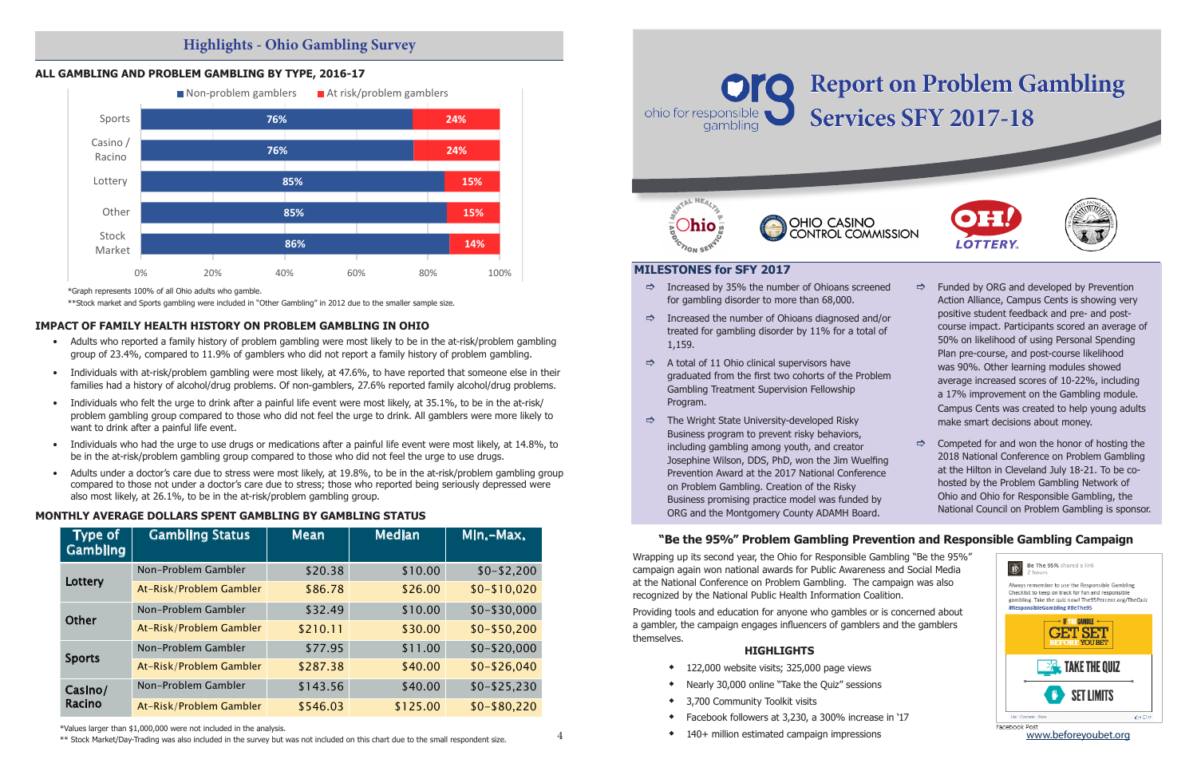## Highlights - Ohio Gambling Survey

### ALL GAMBLING AND PROBLEM GAMBLING BY TYPE, 2016-17

| Type | Non-problem gamblers | At risk/problem gamblers |
| --- | --- | --- |
| Sports | 76% | 24% |
| Casino / Racino | 76% | 24% |
| Lottery | 85% | 15% |
| Other | 85% | 15% |
| Stock Market | 86% | 14% |

*Graph represents 100% of all Ohio adults who gamble.

**Stock market and Sports gambling were included in "Other Gambling" in 2012 due to the smaller sample size.

### IMPACT OF FAMILY HEALTH HISTORY ON PROBLEM GAMBLING IN OHIO

- Adults who reported a family history of problem gambling were most likely to be in the at-risk/problem gambling group of 23.4%, compared to 11.9% of gamblers who did not report a family history of problem gambling.
- Individuals with at-risk/problem gambling were most likely, at 47.6%, to have reported that someone else in their families had a history of alcohol/drug problems. Of non-gamblers, 27.6% reported family alcohol/drug problems.
- Individuals who felt the urge to drink after a painful life event were most likely, at 35.1%, to be in the at-risk/problem gambling group compared to those who did not feel the urge to drink. All gamblers were more likely to want to drink after a painful life event.
- Individuals who had the urge to use drugs or medications after a painful life event were most likely, at 14.8%, to be in the at-risk/problem gambling group compared to those who did not feel the urge to use drugs.
- Adults under a doctor's care due to stress were most likely, at 19.8%, to be in the at-risk/problem gambling group compared to those not under a doctor's care due to stress; those who reported being seriously depressed were also most likely, at 26.1%, to be in the at-risk/problem gambling group.

### MONTHLY AVERAGE DOLLARS SPENT GAMBLING BY GAMBLING STATUS

| Type of Gambling | Gambling Status | Mean | Median | Min.-Max. |
| --- | --- | --- | --- | --- |
| Lottery | Non-Problem Gambler | $20.38 | $10.00 | $0-$2,200 |
| | At-Risk/Problem Gambler | $86.78 | $26.00 | $0-$10,020 |
| Other | Non-Problem Gambler | $32.49 | $10.00 | $0-$30,000 |
| | At-Risk/Problem Gambler | $210.11 | $30.00 | $0-$50,200 |
| Sports | Non-Problem Gambler | $77.95 | $11.00 | $0-$20,000 |
| | At-Risk/Problem Gambler | $287.38 | $40.00 | $0-$26,040 |
| Casino/Racino | Non-Problem Gambler | $143.56 | $40.00 | $0-$25,230 |
| | At-Risk/Problem Gambler | $546.03 | $125.00 | $0-$80,220 |

*Values larger than $1,000,000 were not included in the analysis.

** Stock Market/Day-Trading was also included in the survey but was not included on this chart due to the small respondent size.

# Report on Problem Gambling Services SFY 2017-18

ohio for responsible gambling

Ohio Mental Health & Addiction Services · Ohio Casino Control Commission · Oh! Lottery

### MILESTONES for SFY 2017

- Increased by 35% the number of Ohioans screened for gambling disorder to more than 68,000.
- Increased the number of Ohioans diagnosed and/or treated for gambling disorder by 11% for a total of 1,159.
- A total of 11 Ohio clinical supervisors have graduated from the first two cohorts of the Problem Gambling Treatment Supervision Fellowship Program.
- The Wright State University-developed Risky Business program to prevent risky behaviors, including gambling among youth, and creator Josephine Wilson, DDS, PhD, won the Jim Wuelfing Prevention Award at the 2017 National Conference on Problem Gambling. Creation of the Risky Business promising practice model was funded by ORG and the Montgomery County ADAMH Board.
- Funded by ORG and developed by Prevention Action Alliance, Campus Cents is showing very positive student feedback and pre- and post-course impact. Participants scored an average of 50% on likelihood of using Personal Spending Plan pre-course, and post-course likelihood was 90%. Other learning modules showed average increased scores of 10-22%, including a 17% improvement on the Gambling module. Campus Cents was created to help young adults make smart decisions about money.
- Competed for and won the honor of hosting the 2018 National Conference on Problem Gambling at the Hilton in Cleveland July 18-21. To be co-hosted by the Problem Gambling Network of Ohio and Ohio for Responsible Gambling, the National Council on Problem Gambling is sponsor.

### "Be the 95%" Problem Gambling Prevention and Responsible Gambling Campaign

Wrapping up its second year, the Ohio for Responsible Gambling "Be the 95%" campaign again won national awards for Public Awareness and Social Media at the National Conference on Problem Gambling. The campaign was also recognized by the National Public Health Information Coalition.

Providing tools and education for anyone who gambles or is concerned about a gambler, the campaign engages influencers of gamblers and the gamblers themselves.

**HIGHLIGHTS**

- 122,000 website visits; 325,000 page views
- Nearly 30,000 online "Take the Quiz" sessions
- 3,700 Community Toolkit visits
- Facebook followers at 3,230, a 300% increase in '17
- 140+ million estimated campaign impressions

Facebook Post

www.beforeyoubet.org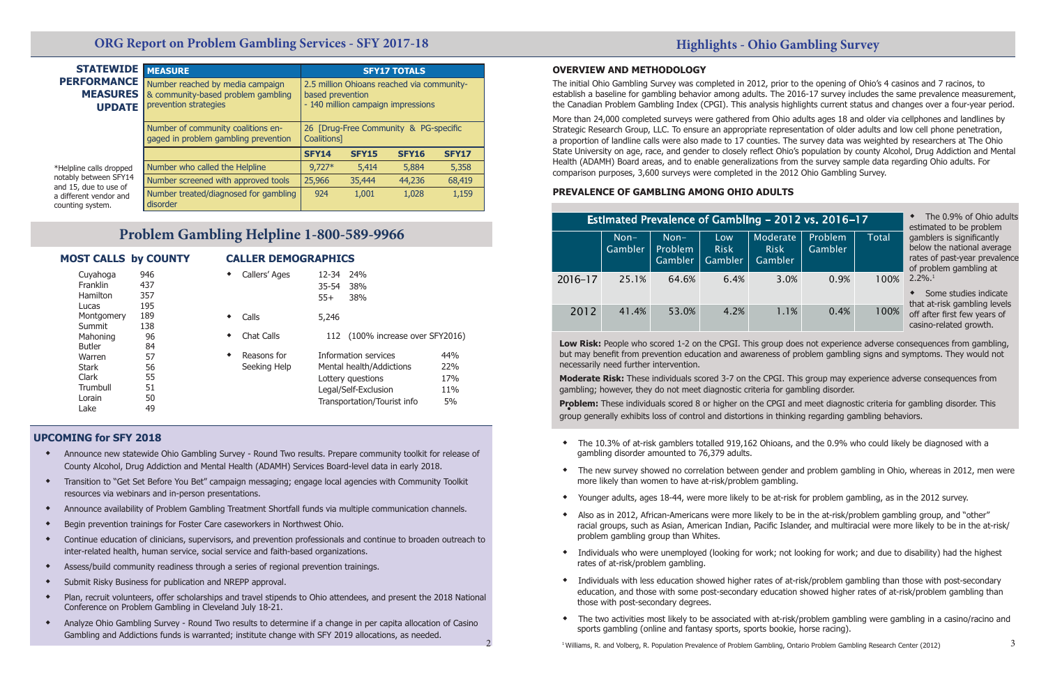# ORG Report on Problem Gambling Services - SFY 2017-18

## STATEWIDE PERFORMANCE MEASURES UPDATE

| MEASURE | SFY17 TOTALS | | | |
|---|---|---|---|---|
| Number reached by media campaign & community-based problem gambling prevention strategies | 2.5 million Ohioans reached via community-based prevention - 140 million campaign impressions | | | |
| Number of community coalitions engaged in problem gambling prevention | 26 [Drug-Free Community & PG-specific Coalitions] | | | |
| | SFY14 | SFY15 | SFY16 | SFY17 |
| Number who called the Helpline | 9,727* | 5,414 | 5,884 | 5,358 |
| Number screened with approved tools | 25,966 | 35,444 | 44,236 | 68,419 |
| Number treated/diagnosed for gambling disorder | 924 | 1,001 | 1,028 | 1,159 |

*Helpline calls dropped notably between SFY14 and 15, due to use of a different vendor and counting system.

## Problem Gambling Helpline 1-800-589-9966

### MOST CALLS by COUNTY

| County | Calls |
|---|---|
| Cuyahoga | 946 |
| Franklin | 437 |
| Hamilton | 357 |
| Lucas | 195 |
| Montgomery | 189 |
| Summit | 138 |
| Mahoning | 96 |
| Butler | 84 |
| Warren | 57 |
| Stark | 56 |
| Clark | 55 |
| Trumbull | 51 |
| Lorain | 50 |
| Lake | 49 |

### CALLER DEMOGRAPHICS

- Callers' Ages: 12-34 24%; 35-54 38%; 55+ 38%
- Calls: 5,246
- Chat Calls: 112 (100% increase over SFY2016)
- Reasons for Seeking Help:
  - Information services 44%
  - Mental health/Addictions 22%
  - Lottery questions 17%
  - Legal/Self-Exclusion 11%
  - Transportation/Tourist info 5%

## UPCOMING for SFY 2018

- Announce new statewide Ohio Gambling Survey - Round Two results. Prepare community toolkit for release of County Alcohol, Drug Addiction and Mental Health (ADAMH) Services Board-level data in early 2018.
- Transition to "Get Set Before You Bet" campaign messaging; engage local agencies with Community Toolkit resources via webinars and in-person presentations.
- Announce availability of Problem Gambling Treatment Shortfall funds via multiple communication channels.
- Begin prevention trainings for Foster Care caseworkers in Northwest Ohio.
- Continue education of clinicians, supervisors, and prevention professionals and continue to broaden outreach to inter-related health, human service, social service and faith-based organizations.
- Assess/build community readiness through a series of regional prevention trainings.
- Submit Risky Business for publication and NREPP approval.
- Plan, recruit volunteers, offer scholarships and travel stipends to Ohio attendees, and present the 2018 National Conference on Problem Gambling in Cleveland July 18-21.
- Analyze Ohio Gambling Survey - Round Two results to determine if a change in per capita allocation of Casino Gambling and Addictions funds is warranted; institute change with SFY 2019 allocations, as needed.

# Highlights - Ohio Gambling Survey

### OVERVIEW AND METHODOLOGY

The initial Ohio Gambling Survey was completed in 2012, prior to the opening of Ohio's 4 casinos and 7 racinos, to establish a baseline for gambling behavior among adults. The 2016-17 survey includes the same prevalence measurement, the Canadian Problem Gambling Index (CPGI). This analysis highlights current status and changes over a four-year period.

More than 24,000 completed surveys were gathered from Ohio adults ages 18 and older via cellphones and landlines by Strategic Research Group, LLC. To ensure an appropriate representation of older adults and low cell phone penetration, a proportion of landline calls were also made to 17 counties. The survey data was weighted by researchers at The Ohio State University on age, race, and gender to closely reflect Ohio's population by county Alcohol, Drug Addiction and Mental Health (ADAMH) Board areas, and to enable generalizations from the survey sample data regarding Ohio adults. For comparison purposes, 3,600 surveys were completed in the 2012 Ohio Gambling Survey.

### PREVALENCE OF GAMBLING AMONG OHIO ADULTS

**Estimated Prevalence of Gambling – 2012 vs. 2016–17**

| | Non-Gambler | Non-Problem Gambler | Low Risk Gambler | Moderate Risk Gambler | Problem Gambler | Total |
|---|---|---|---|---|---|---|
| 2016–17 | 25.1% | 64.6% | 6.4% | 3.0% | 0.9% | 100% |
| 2012 | 41.4% | 53.0% | 4.2% | 1.1% | 0.4% | 100% |

- The 0.9% of Ohio adults estimated to be problem gamblers is significantly below the national average rates of past-year prevalence of problem gambling at 2.2%.[1]
- Some studies indicate that at-risk gambling levels off after first few years of casino-related growth.

**Low Risk:** People who scored 1-2 on the CPGI. This group does not experience adverse consequences from gambling, but may benefit from prevention education and awareness of problem gambling signs and symptoms. They would not necessarily need further intervention.

**Moderate Risk:** These individuals scored 3-7 on the CPGI. This group may experience adverse consequences from gambling; however, they do not meet diagnostic criteria for gambling disorder.

**Problem:** These individuals scored 8 or higher on the CPGI and meet diagnostic criteria for gambling disorder. This group generally exhibits loss of control and distortions in thinking regarding gambling behaviors.

- The 10.3% of at-risk gamblers totalled 919,162 Ohioans, and the 0.9% who could likely be diagnosed with a gambling disorder amounted to 76,379 adults.
- The new survey showed no correlation between gender and problem gambling in Ohio, whereas in 2012, men were more likely than women to have at-risk/problem gambling.
- Younger adults, ages 18-44, were more likely to be at-risk for problem gambling, as in the 2012 survey.
- Also as in 2012, African-Americans were more likely to be in the at-risk/problem gambling group, and "other" racial groups, such as Asian, American Indian, Pacific Islander, and multiracial were more likely to be in the at-risk/problem gambling group than Whites.
- Individuals who were unemployed (looking for work; not looking for work; and due to disability) had the highest rates of at-risk/problem gambling.
- Individuals with less education showed higher rates of at-risk/problem gambling than those with post-secondary education, and those with some post-secondary education showed higher rates of at-risk/problem gambling than those with post-secondary degrees.
- The two activities most likely to be associated with at-risk/problem gambling were gambling in a casino/racino and sports gambling (online and fantasy sports, sports bookie, horse racing).

[1] Williams, R. and Volberg, R. Population Prevalence of Problem Gambling, Ontario Problem Gambling Research Center (2012)